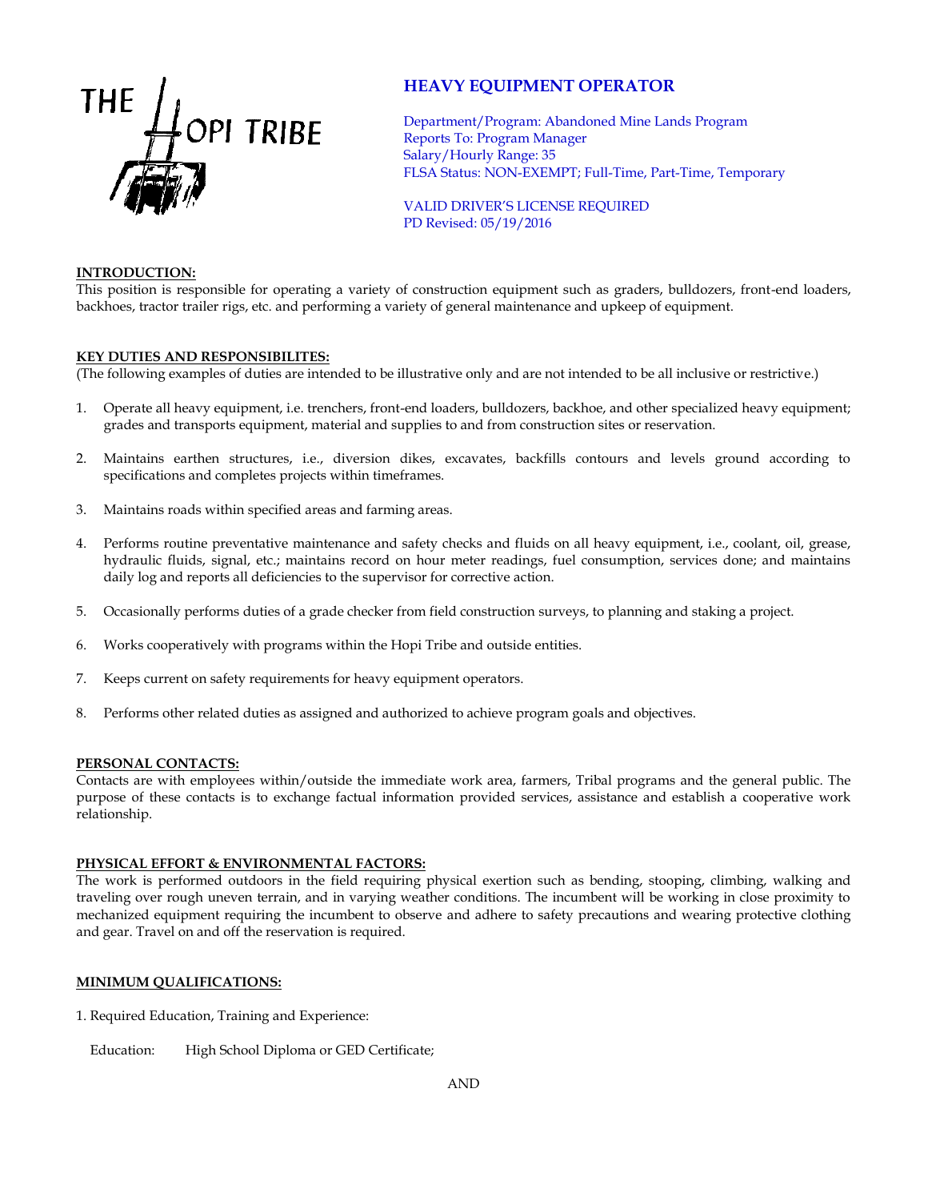THE HOPI TRIBE

# HEAVY EQUIPMENT OPERATOR

Department/Program: Abandoned Mine Lands Program
Reports To: Program Manager
Salary/Hourly Range: 35
FLSA Status: NON-EXEMPT; Full-Time, Part-Time, Temporary

VALID DRIVER'S LICENSE REQUIRED
PD Revised: 05/19/2016

## INTRODUCTION:

This position is responsible for operating a variety of construction equipment such as graders, bulldozers, front-end loaders, backhoes, tractor trailer rigs, etc. and performing a variety of general maintenance and upkeep of equipment.

## KEY DUTIES AND RESPONSIBILITES:

(The following examples of duties are intended to be illustrative only and are not intended to be all inclusive or restrictive.)

1. Operate all heavy equipment, i.e. trenchers, front-end loaders, bulldozers, backhoe, and other specialized heavy equipment; grades and transports equipment, material and supplies to and from construction sites or reservation.

2. Maintains earthen structures, i.e., diversion dikes, excavates, backfills contours and levels ground according to specifications and completes projects within timeframes.

3. Maintains roads within specified areas and farming areas.

4. Performs routine preventative maintenance and safety checks and fluids on all heavy equipment, i.e., coolant, oil, grease, hydraulic fluids, signal, etc.; maintains record on hour meter readings, fuel consumption, services done; and maintains daily log and reports all deficiencies to the supervisor for corrective action.

5. Occasionally performs duties of a grade checker from field construction surveys, to planning and staking a project.

6. Works cooperatively with programs within the Hopi Tribe and outside entities.

7. Keeps current on safety requirements for heavy equipment operators.

8. Performs other related duties as assigned and authorized to achieve program goals and objectives.

## PERSONAL CONTACTS:

Contacts are with employees within/outside the immediate work area, farmers, Tribal programs and the general public. The purpose of these contacts is to exchange factual information provided services, assistance and establish a cooperative work relationship.

## PHYSICAL EFFORT & ENVIRONMENTAL FACTORS:

The work is performed outdoors in the field requiring physical exertion such as bending, stooping, climbing, walking and traveling over rough uneven terrain, and in varying weather conditions. The incumbent will be working in close proximity to mechanized equipment requiring the incumbent to observe and adhere to safety precautions and wearing protective clothing and gear. Travel on and off the reservation is required.

## MINIMUM QUALIFICATIONS:

1. Required Education, Training and Experience:

Education: High School Diploma or GED Certificate;

AND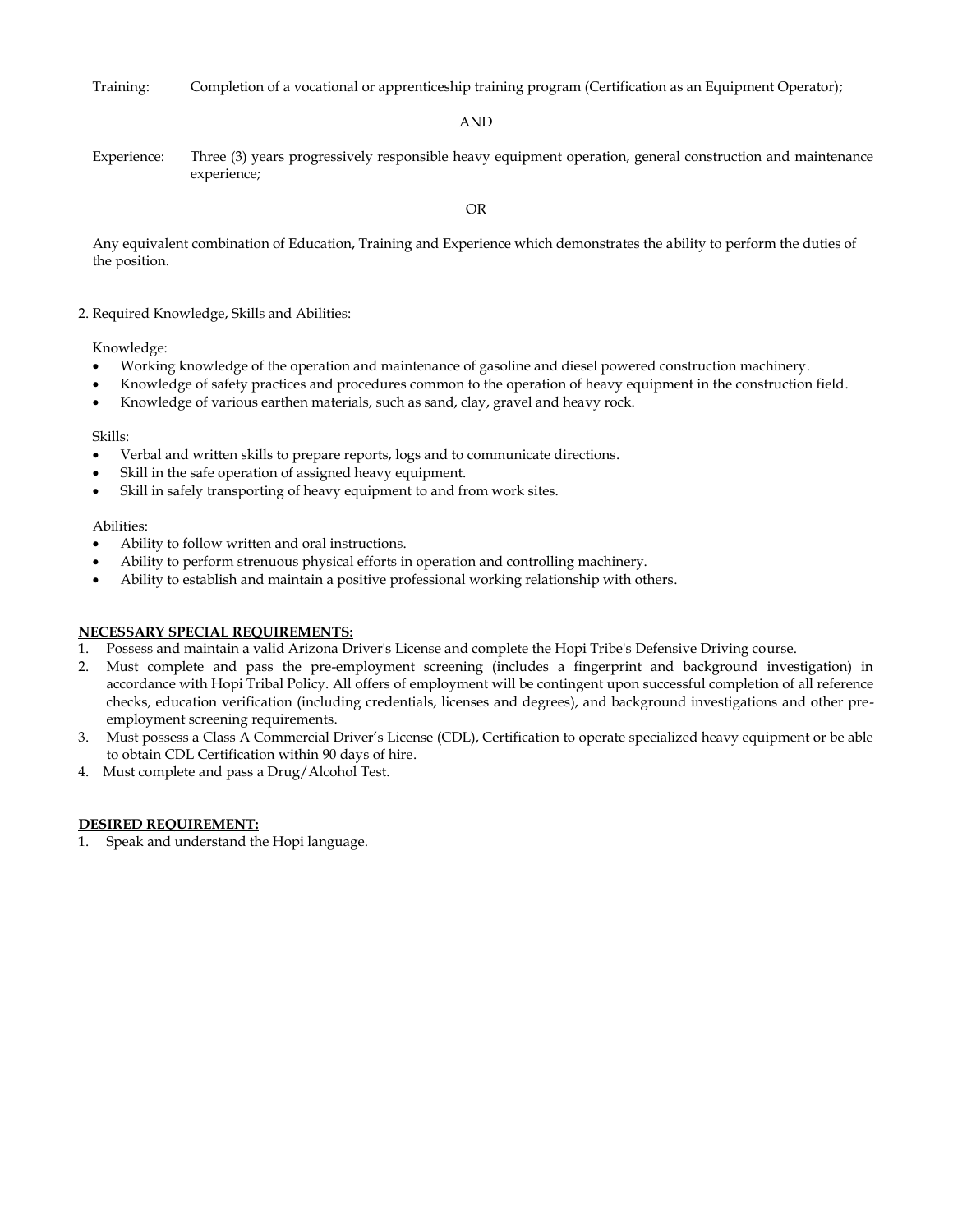Training: Completion of a vocational or apprenticeship training program (Certification as an Equipment Operator);

AND

Experience: Three (3) years progressively responsible heavy equipment operation, general construction and maintenance experience;

OR

Any equivalent combination of Education, Training and Experience which demonstrates the ability to perform the duties of the position.

2. Required Knowledge, Skills and Abilities:

Knowledge:

- Working knowledge of the operation and maintenance of gasoline and diesel powered construction machinery.
- Knowledge of safety practices and procedures common to the operation of heavy equipment in the construction field.
- Knowledge of various earthen materials, such as sand, clay, gravel and heavy rock.

Skills:

- Verbal and written skills to prepare reports, logs and to communicate directions.
- Skill in the safe operation of assigned heavy equipment.
- Skill in safely transporting of heavy equipment to and from work sites.

Abilities:

- Ability to follow written and oral instructions.
- Ability to perform strenuous physical efforts in operation and controlling machinery.
- Ability to establish and maintain a positive professional working relationship with others.

**NECESSARY SPECIAL REQUIREMENTS:**

1. Possess and maintain a valid Arizona Driver's License and complete the Hopi Tribe's Defensive Driving course.
2. Must complete and pass the pre-employment screening (includes a fingerprint and background investigation) in accordance with Hopi Tribal Policy. All offers of employment will be contingent upon successful completion of all reference checks, education verification (including credentials, licenses and degrees), and background investigations and other pre-employment screening requirements.
3. Must possess a Class A Commercial Driver's License (CDL), Certification to operate specialized heavy equipment or be able to obtain CDL Certification within 90 days of hire.
4. Must complete and pass a Drug/Alcohol Test.

**DESIRED REQUIREMENT:**

1. Speak and understand the Hopi language.